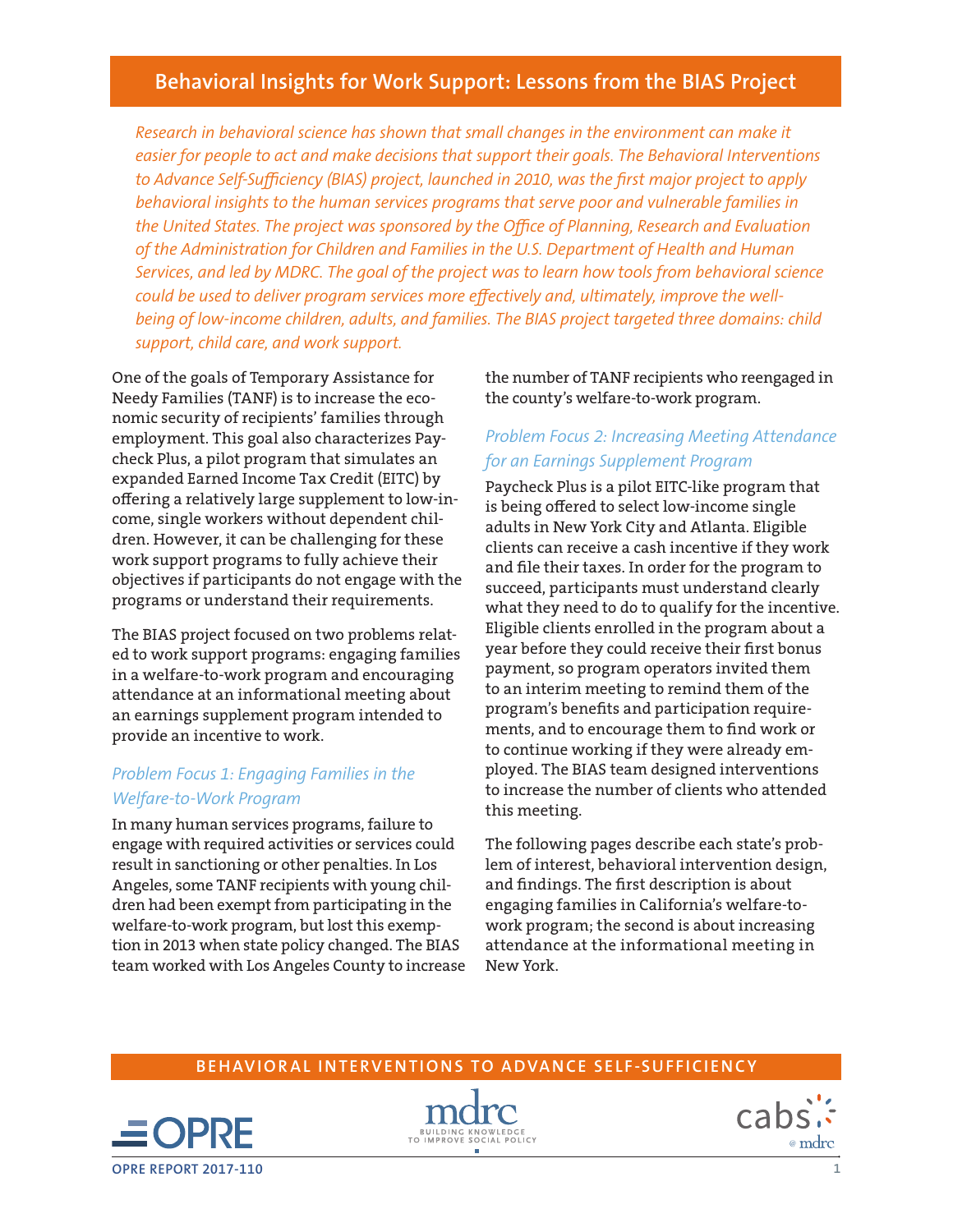# Behavioral Insights for Work Support: Lessons from the BIAS Project

*Research in behavioral science has shown that small changes in the environment can make it easier for people to act and make decisions that support their goals. The Behavioral Interventions to Advance Self-Sufficiency (BIAS) project, launched in 2010, was the first major project to apply behavioral insights to the human services programs that serve poor and vulnerable families in the United States. The project was sponsored by the Office of Planning, Research and Evaluation of the Administration for Children and Families in the U.S. Department of Health and Human Services, and led by MDRC. The goal of the project was to learn how tools from behavioral science could be used to deliver program services more effectively and, ultimately, improve the well-being of low-income children, adults, and families. The BIAS project targeted three domains: child support, child care, and work support.*

One of the goals of Temporary Assistance for Needy Families (TANF) is to increase the economic security of recipients' families through employment. This goal also characterizes Paycheck Plus, a pilot program that simulates an expanded Earned Income Tax Credit (EITC) by offering a relatively large supplement to low-income, single workers without dependent children. However, it can be challenging for these work support programs to fully achieve their objectives if participants do not engage with the programs or understand their requirements.

The BIAS project focused on two problems related to work support programs: engaging families in a welfare-to-work program and encouraging attendance at an informational meeting about an earnings supplement program intended to provide an incentive to work.

### *Problem Focus 1: Engaging Families in the Welfare-to-Work Program*

In many human services programs, failure to engage with required activities or services could result in sanctioning or other penalties. In Los Angeles, some TANF recipients with young children had been exempt from participating in the welfare-to-work program, but lost this exemption in 2013 when state policy changed. The BIAS team worked with Los Angeles County to increase the number of TANF recipients who reengaged in the county's welfare-to-work program.

### *Problem Focus 2: Increasing Meeting Attendance for an Earnings Supplement Program*

Paycheck Plus is a pilot EITC-like program that is being offered to select low-income single adults in New York City and Atlanta. Eligible clients can receive a cash incentive if they work and file their taxes. In order for the program to succeed, participants must understand clearly what they need to do to qualify for the incentive. Eligible clients enrolled in the program about a year before they could receive their first bonus payment, so program operators invited them to an interim meeting to remind them of the program's benefits and participation requirements, and to encourage them to find work or to continue working if they were already employed. The BIAS team designed interventions to increase the number of clients who attended this meeting.

The following pages describe each state's problem of interest, behavioral intervention design, and findings. The first description is about engaging families in California's welfare-to-work program; the second is about increasing attendance at the informational meeting in New York.

BEHAVIORAL INTERVENTIONS TO ADVANCE SELF-SUFFICIENCY

OPRE REPORT 2017-110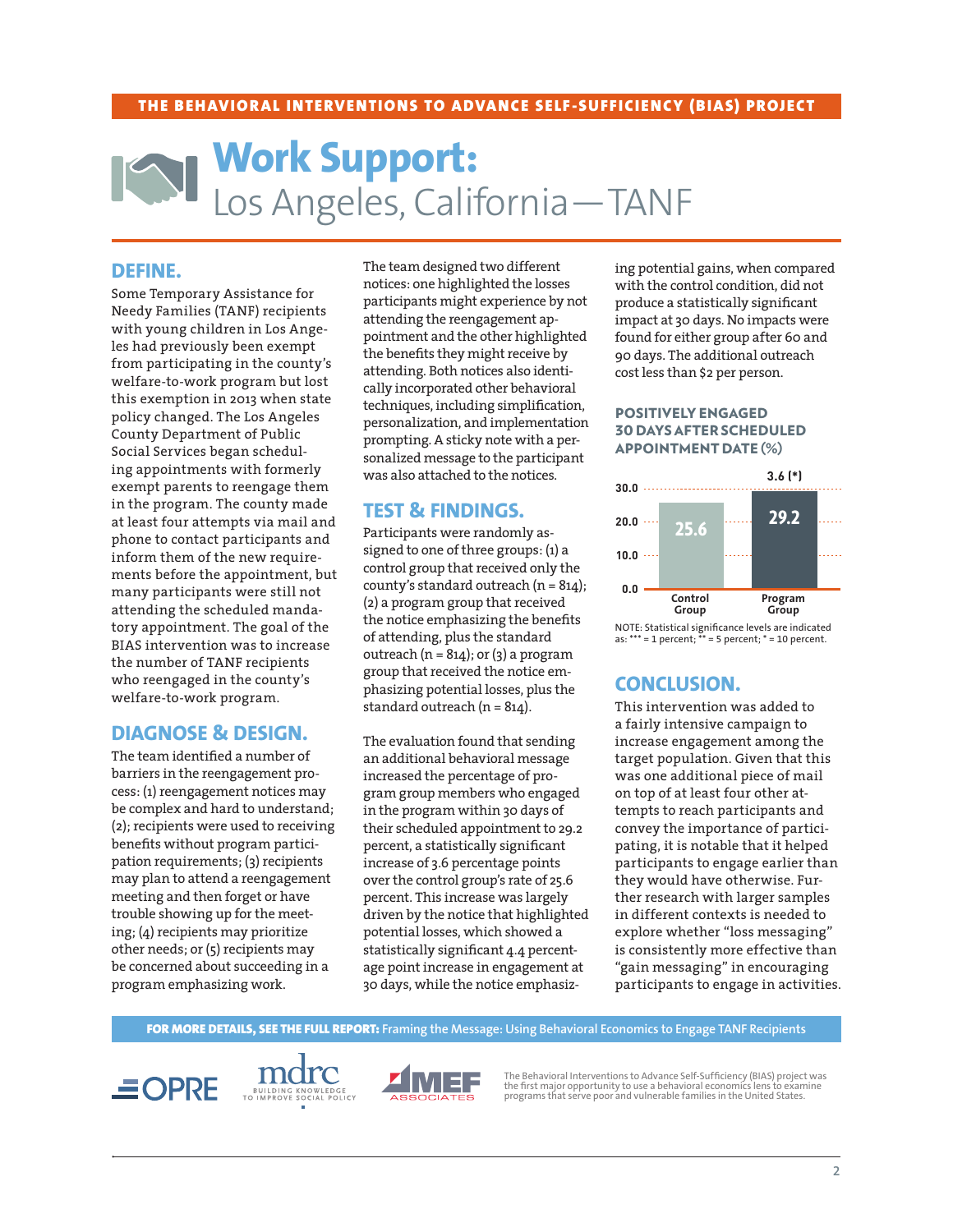THE BEHAVIORAL INTERVENTIONS TO ADVANCE SELF-SUFFICIENCY (BIAS) PROJECT

# Work Support: Los Angeles, California—TANF

## DEFINE.

Some Temporary Assistance for Needy Families (TANF) recipients with young children in Los Angeles had previously been exempt from participating in the county's welfare-to-work program but lost this exemption in 2013 when state policy changed. The Los Angeles County Department of Public Social Services began scheduling appointments with formerly exempt parents to reengage them in the program. The county made at least four attempts via mail and phone to contact participants and inform them of the new requirements before the appointment, but many participants were still not attending the scheduled mandatory appointment. The goal of the BIAS intervention was to increase the number of TANF recipients who reengaged in the county's welfare-to-work program.

## DIAGNOSE & DESIGN.

The team identified a number of barriers in the reengagement process: (1) reengagement notices may be complex and hard to understand; (2); recipients were used to receiving benefits without program participation requirements; (3) recipients may plan to attend a reengagement meeting and then forget or have trouble showing up for the meeting; (4) recipients may prioritize other needs; or (5) recipients may be concerned about succeeding in a program emphasizing work.

The team designed two different notices: one highlighted the losses participants might experience by not attending the reengagement appointment and the other highlighted the benefits they might receive by attending. Both notices also identically incorporated other behavioral techniques, including simplification, personalization, and implementation prompting. A sticky note with a personalized message to the participant was also attached to the notices.

## TEST & FINDINGS.

Participants were randomly assigned to one of three groups: (1) a control group that received only the county's standard outreach (n = 814); (2) a program group that received the notice emphasizing the benefits of attending, plus the standard outreach (n = 814); or (3) a program group that received the notice emphasizing potential losses, plus the standard outreach (n = 814).

The evaluation found that sending an additional behavioral message increased the percentage of program group members who engaged in the program within 30 days of their scheduled appointment to 29.2 percent, a statistically significant increase of 3.6 percentage points over the control group's rate of 25.6 percent. This increase was largely driven by the notice that highlighted potential losses, which showed a statistically significant 4.4 percentage point increase in engagement at 30 days, while the notice emphasizing potential gains, when compared with the control condition, did not produce a statistically significant impact at 30 days. No impacts were found for either group after 60 and 90 days. The additional outreach cost less than $2 per person.

### POSITIVELY ENGAGED 30 DAYS AFTER SCHEDULED APPOINTMENT DATE (%)

| Group | % |
|---|---|
| Control Group | 25.6 |
| Program Group | 29.2 |

Difference: 3.6 (*)

NOTE: Statistical significance levels are indicated as: *** = 1 percent; ** = 5 percent; * = 10 percent.

## CONCLUSION.

This intervention was added to a fairly intensive campaign to increase engagement among the target population. Given that this was one additional piece of mail on top of at least four other attempts to reach participants and convey the importance of participating, it is notable that it helped participants to engage earlier than they would have otherwise. Further research with larger samples in different contexts is needed to explore whether "loss messaging" is consistently more effective than "gain messaging" in encouraging participants to engage in activities.

**FOR MORE DETAILS, SEE THE FULL REPORT:** Framing the Message: Using Behavioral Economics to Engage TANF Recipients

OPRE | mdrc BUILDING KNOWLEDGE TO IMPROVE SOCIAL POLICY | MEF ASSOCIATES

The Behavioral Interventions to Advance Self-Sufficiency (BIAS) project was the first major opportunity to use a behavioral economics lens to examine programs that serve poor and vulnerable families in the United States.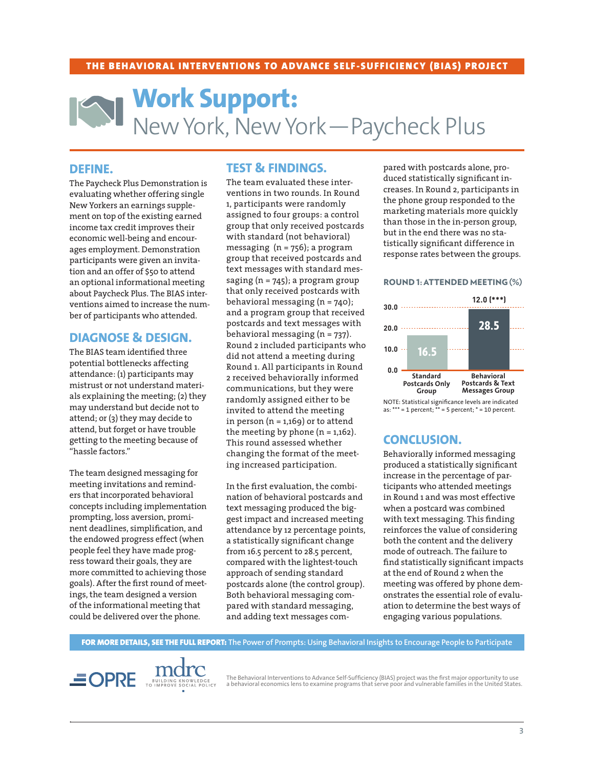THE BEHAVIORAL INTERVENTIONS TO ADVANCE SELF-SUFFICIENCY (BIAS) PROJECT

# Work Support: New York, New York—Paycheck Plus

## DEFINE.

The Paycheck Plus Demonstration is evaluating whether offering single New Yorkers an earnings supplement on top of the existing earned income tax credit improves their economic well-being and encourages employment. Demonstration participants were given an invitation and an offer of $50 to attend an optional informational meeting about Paycheck Plus. The BIAS interventions aimed to increase the number of participants who attended.

## DIAGNOSE & DESIGN.

The BIAS team identified three potential bottlenecks affecting attendance: (1) participants may mistrust or not understand materials explaining the meeting; (2) they may understand but decide not to attend; or (3) they may decide to attend, but forget or have trouble getting to the meeting because of "hassle factors."

The team designed messaging for meeting invitations and reminders that incorporated behavioral concepts including implementation prompting, loss aversion, prominent deadlines, simplification, and the endowed progress effect (when people feel they have made progress toward their goals, they are more committed to achieving those goals). After the first round of meetings, the team designed a version of the informational meeting that could be delivered over the phone.

## TEST & FINDINGS.

The team evaluated these interventions in two rounds. In Round 1, participants were randomly assigned to four groups: a control group that only received postcards with standard (not behavioral) messaging (n = 756); a program group that received postcards and text messages with standard messaging (n = 745); a program group that only received postcards with behavioral messaging (n = 740); and a program group that received postcards and text messages with behavioral messaging (n = 737). Round 2 included participants who did not attend a meeting during Round 1. All participants in Round 2 received behaviorally informed communications, but they were randomly assigned either to be invited to attend the meeting in person (n = 1,169) or to attend the meeting by phone (n = 1,162). This round assessed whether changing the format of the meeting increased participation.

In the first evaluation, the combination of behavioral postcards and text messaging produced the biggest impact and increased meeting attendance by 12 percentage points, a statistically significant change from 16.5 percent to 28.5 percent, compared with the lightest-touch approach of sending standard postcards alone (the control group). Both behavioral messaging compared with standard messaging, and adding text messages compared with postcards alone, produced statistically significant increases. In Round 2, participants in the phone group responded to the marketing materials more quickly than those in the in-person group, but in the end there was no statistically significant difference in response rates between the groups.

**ROUND 1: ATTENDED MEETING (%)**

30.0
20.0
10.0
0.0

12.0 (***)

16.5
Standard Postcards Only Group

28.5
Behavioral Postcards & Text Messages Group

NOTE: Statistical significance levels are indicated as: *** = 1 percent; ** = 5 percent; * = 10 percent.

## CONCLUSION.

Behaviorally informed messaging produced a statistically significant increase in the percentage of participants who attended meetings in Round 1 and was most effective when a postcard was combined with text messaging. This finding reinforces the value of considering both the content and the delivery mode of outreach. The failure to find statistically significant impacts at the end of Round 2 when the meeting was offered by phone demonstrates the essential role of evaluation to determine the best ways of engaging various populations.

**FOR MORE DETAILS, SEE THE FULL REPORT:** The Power of Prompts: Using Behavioral Insights to Encourage People to Participate

OPRE

mdrc BUILDING KNOWLEDGE TO IMPROVE SOCIAL POLICY

The Behavioral Interventions to Advance Self-Sufficiency (BIAS) project was the first major opportunity to use a behavioral economics lens to examine programs that serve poor and vulnerable families in the United States.